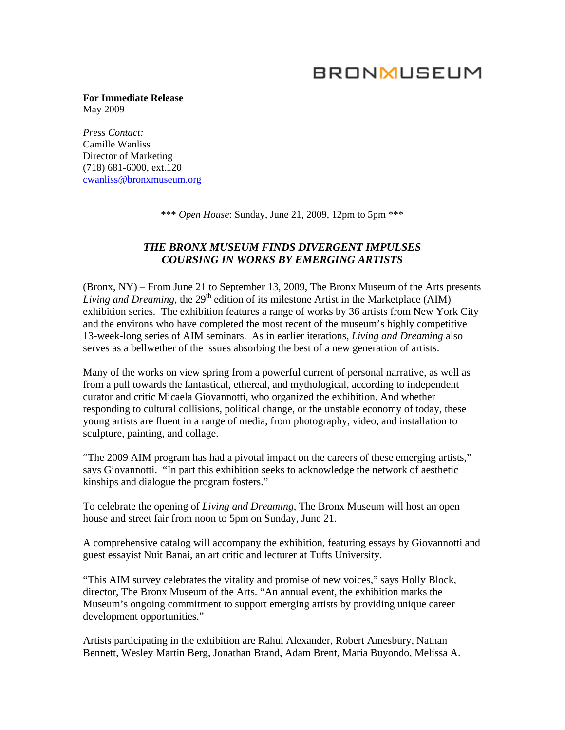BRONXMUSEUM

**For Immediate Release**
May 2009

*Press Contact:*
Camille Wanliss
Director of Marketing
(718) 681-6000, ext.120
cwanliss@bronxmuseum.org

\*\*\* *Open House*: Sunday, June 21, 2009, 12pm to 5pm \*\*\*

## *THE BRONX MUSEUM FINDS DIVERGENT IMPULSES COURSING IN WORKS BY EMERGING ARTISTS*

(Bronx, NY) – From June 21 to September 13, 2009, The Bronx Museum of the Arts presents *Living and Dreaming*, the 29th edition of its milestone Artist in the Marketplace (AIM) exhibition series. The exhibition features a range of works by 36 artists from New York City and the environs who have completed the most recent of the museum's highly competitive 13-week-long series of AIM seminars. As in earlier iterations, *Living and Dreaming* also serves as a bellwether of the issues absorbing the best of a new generation of artists.

Many of the works on view spring from a powerful current of personal narrative, as well as from a pull towards the fantastical, ethereal, and mythological, according to independent curator and critic Micaela Giovannotti, who organized the exhibition. And whether responding to cultural collisions, political change, or the unstable economy of today, these young artists are fluent in a range of media, from photography, video, and installation to sculpture, painting, and collage.

"The 2009 AIM program has had a pivotal impact on the careers of these emerging artists," says Giovannotti. "In part this exhibition seeks to acknowledge the network of aesthetic kinships and dialogue the program fosters."

To celebrate the opening of *Living and Dreaming*, The Bronx Museum will host an open house and street fair from noon to 5pm on Sunday, June 21.

A comprehensive catalog will accompany the exhibition, featuring essays by Giovannotti and guest essayist Nuit Banai, an art critic and lecturer at Tufts University.

"This AIM survey celebrates the vitality and promise of new voices," says Holly Block, director, The Bronx Museum of the Arts. "An annual event, the exhibition marks the Museum's ongoing commitment to support emerging artists by providing unique career development opportunities."

Artists participating in the exhibition are Rahul Alexander, Robert Amesbury, Nathan Bennett, Wesley Martin Berg, Jonathan Brand, Adam Brent, Maria Buyondo, Melissa A.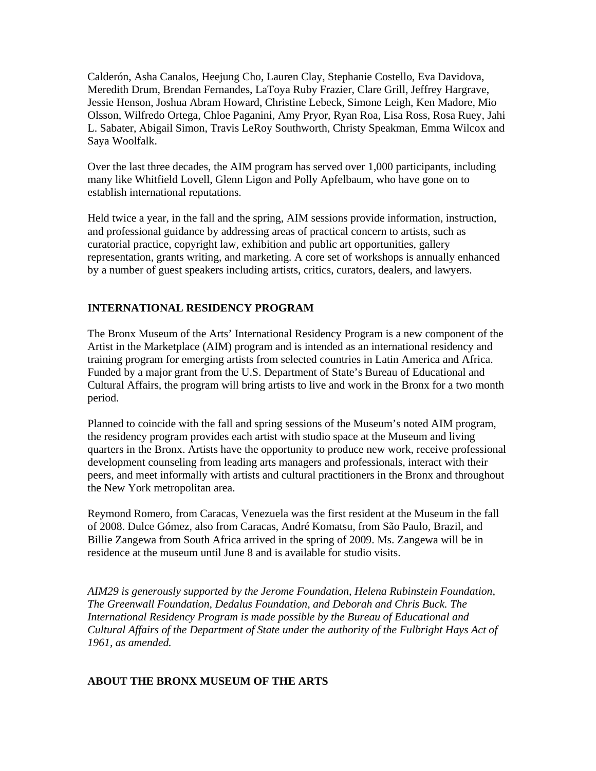Calderón, Asha Canalos, Heejung Cho, Lauren Clay, Stephanie Costello, Eva Davidova, Meredith Drum, Brendan Fernandes, LaToya Ruby Frazier, Clare Grill, Jeffrey Hargrave, Jessie Henson, Joshua Abram Howard, Christine Lebeck, Simone Leigh, Ken Madore, Mio Olsson, Wilfredo Ortega, Chloe Paganini, Amy Pryor, Ryan Roa, Lisa Ross, Rosa Ruey, Jahi L. Sabater, Abigail Simon, Travis LeRoy Southworth, Christy Speakman, Emma Wilcox and Saya Woolfalk.

Over the last three decades, the AIM program has served over 1,000 participants, including many like Whitfield Lovell, Glenn Ligon and Polly Apfelbaum, who have gone on to establish international reputations.

Held twice a year, in the fall and the spring, AIM sessions provide information, instruction, and professional guidance by addressing areas of practical concern to artists, such as curatorial practice, copyright law, exhibition and public art opportunities, gallery representation, grants writing, and marketing. A core set of workshops is annually enhanced by a number of guest speakers including artists, critics, curators, dealers, and lawyers.

**INTERNATIONAL RESIDENCY PROGRAM**

The Bronx Museum of the Arts' International Residency Program is a new component of the Artist in the Marketplace (AIM) program and is intended as an international residency and training program for emerging artists from selected countries in Latin America and Africa. Funded by a major grant from the U.S. Department of State's Bureau of Educational and Cultural Affairs, the program will bring artists to live and work in the Bronx for a two month period.

Planned to coincide with the fall and spring sessions of the Museum's noted AIM program, the residency program provides each artist with studio space at the Museum and living quarters in the Bronx. Artists have the opportunity to produce new work, receive professional development counseling from leading arts managers and professionals, interact with their peers, and meet informally with artists and cultural practitioners in the Bronx and throughout the New York metropolitan area.

Reymond Romero, from Caracas, Venezuela was the first resident at the Museum in the fall of 2008. Dulce Gómez, also from Caracas, André Komatsu, from São Paulo, Brazil, and Billie Zangewa from South Africa arrived in the spring of 2009. Ms. Zangewa will be in residence at the museum until June 8 and is available for studio visits.

*AIM29 is generously supported by the Jerome Foundation, Helena Rubinstein Foundation, The Greenwall Foundation, Dedalus Foundation, and Deborah and Chris Buck. The International Residency Program is made possible by the Bureau of Educational and Cultural Affairs of the Department of State under the authority of the Fulbright Hays Act of 1961, as amended.*

**ABOUT THE BRONX MUSEUM OF THE ARTS**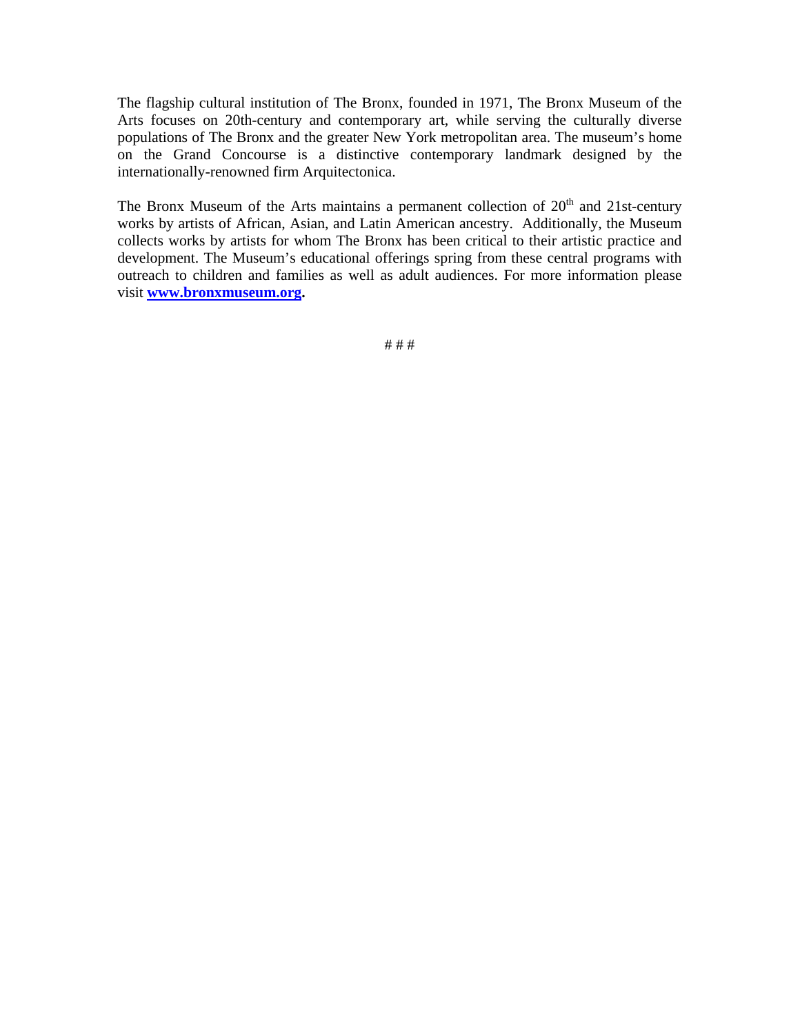The flagship cultural institution of The Bronx, founded in 1971, The Bronx Museum of the Arts focuses on 20th-century and contemporary art, while serving the culturally diverse populations of The Bronx and the greater New York metropolitan area. The museum's home on the Grand Concourse is a distinctive contemporary landmark designed by the internationally-renowned firm Arquitectonica.

The Bronx Museum of the Arts maintains a permanent collection of 20th and 21st-century works by artists of African, Asian, and Latin American ancestry. Additionally, the Museum collects works by artists for whom The Bronx has been critical to their artistic practice and development. The Museum's educational offerings spring from these central programs with outreach to children and families as well as adult audiences. For more information please visit **www.bronxmuseum.org.**

# # #